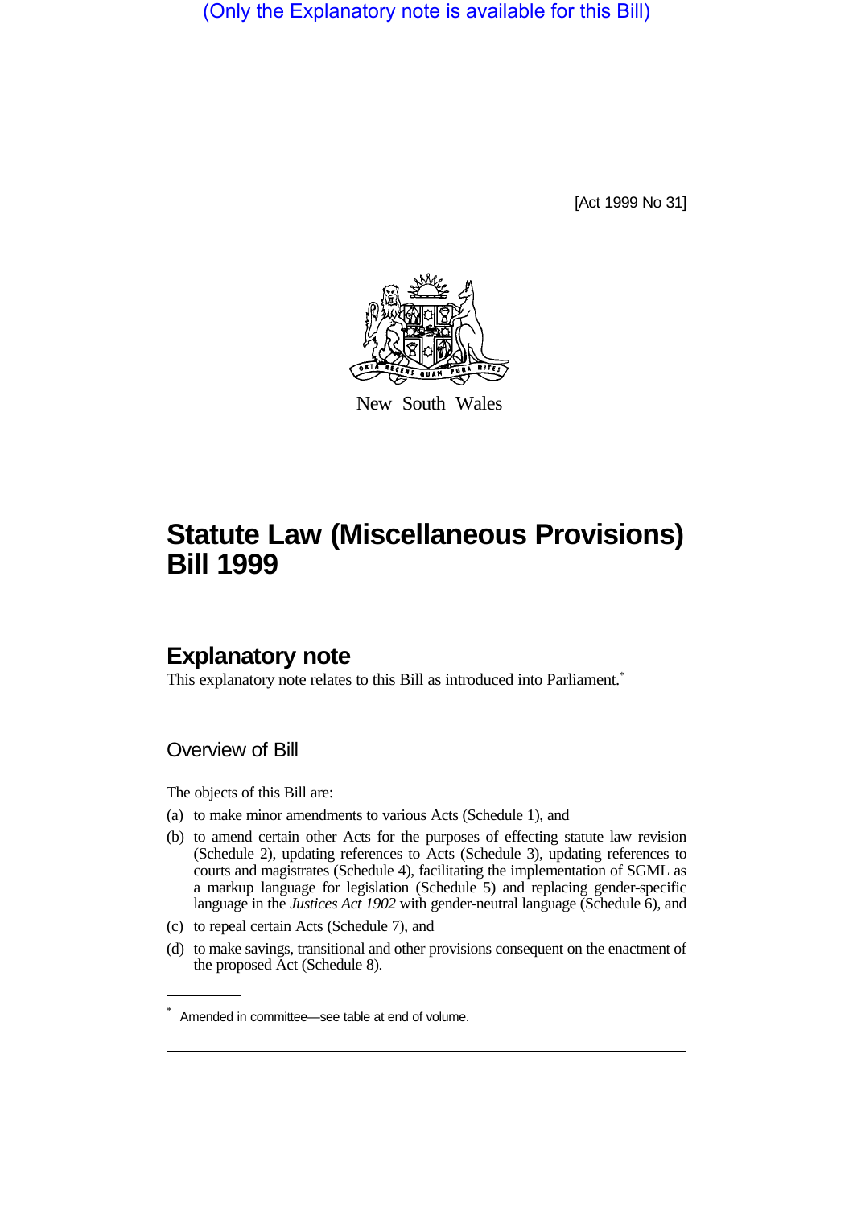(Only the Explanatory note is available for this Bill)

[Act 1999 No 31]

New South Wales

# Statute Law (Miscellaneous Provisions) Bill 1999

## Explanatory note

This explanatory note relates to this Bill as introduced into Parliament.*

### Overview of Bill

The objects of this Bill are:

(a) to make minor amendments to various Acts (Schedule 1), and

(b) to amend certain other Acts for the purposes of effecting statute law revision (Schedule 2), updating references to Acts (Schedule 3), updating references to courts and magistrates (Schedule 4), facilitating the implementation of SGML as a markup language for legislation (Schedule 5) and replacing gender-specific language in the *Justices Act 1902* with gender-neutral language (Schedule 6), and

(c) to repeal certain Acts (Schedule 7), and

(d) to make savings, transitional and other provisions consequent on the enactment of the proposed Act (Schedule 8).

* Amended in committee—see table at end of volume.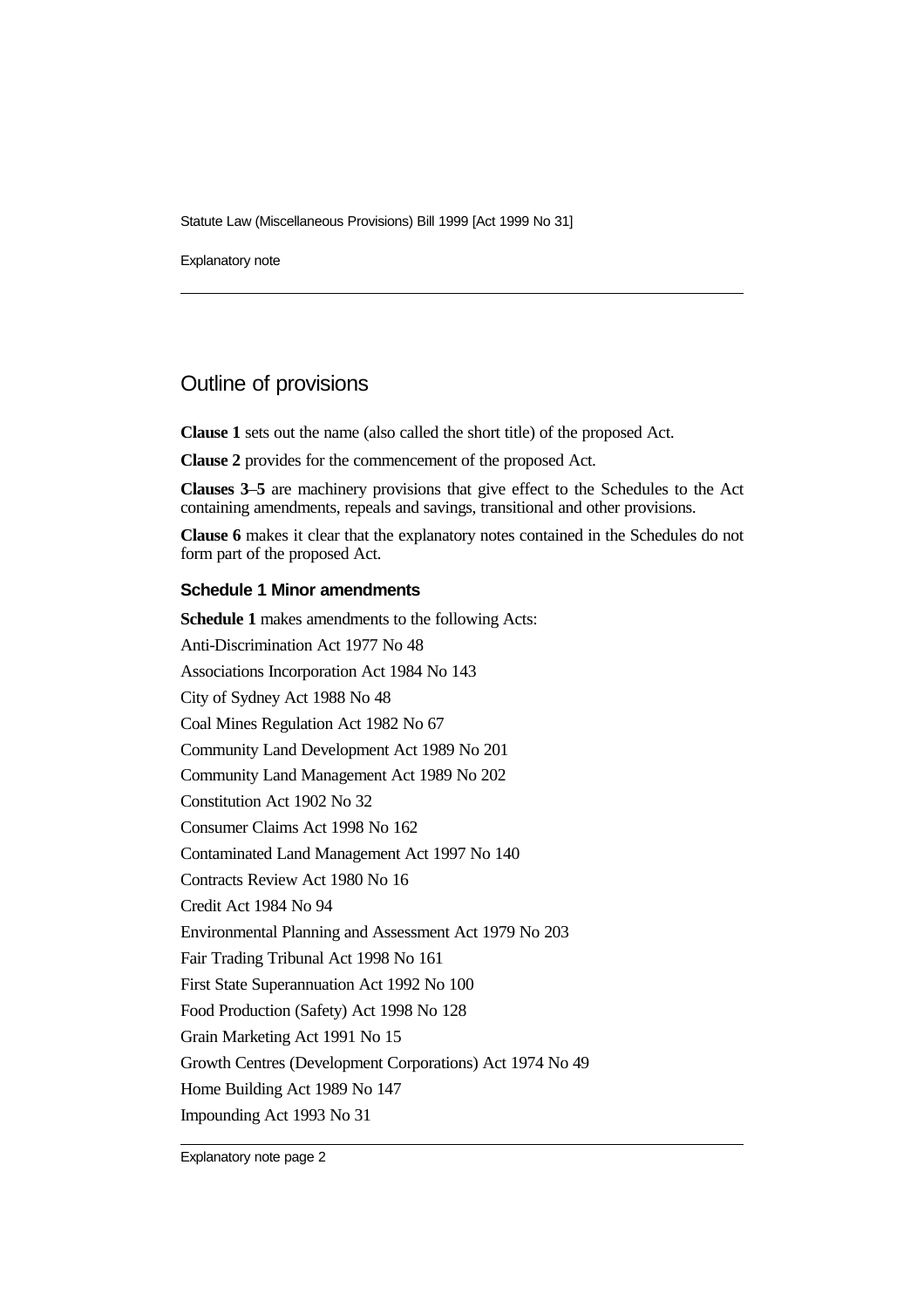## Outline of provisions

**Clause 1** sets out the name (also called the short title) of the proposed Act.

**Clause 2** provides for the commencement of the proposed Act.

**Clauses 3–5** are machinery provisions that give effect to the Schedules to the Act containing amendments, repeals and savings, transitional and other provisions.

**Clause 6** makes it clear that the explanatory notes contained in the Schedules do not form part of the proposed Act.

### Schedule 1 Minor amendments

**Schedule 1** makes amendments to the following Acts:

Anti-Discrimination Act 1977 No 48

Associations Incorporation Act 1984 No 143

City of Sydney Act 1988 No 48

Coal Mines Regulation Act 1982 No 67

Community Land Development Act 1989 No 201

Community Land Management Act 1989 No 202

Constitution Act 1902 No 32

Consumer Claims Act 1998 No 162

Contaminated Land Management Act 1997 No 140

Contracts Review Act 1980 No 16

Credit Act 1984 No 94

Environmental Planning and Assessment Act 1979 No 203

Fair Trading Tribunal Act 1998 No 161

First State Superannuation Act 1992 No 100

Food Production (Safety) Act 1998 No 128

Grain Marketing Act 1991 No 15

Growth Centres (Development Corporations) Act 1974 No 49

Home Building Act 1989 No 147

Impounding Act 1993 No 31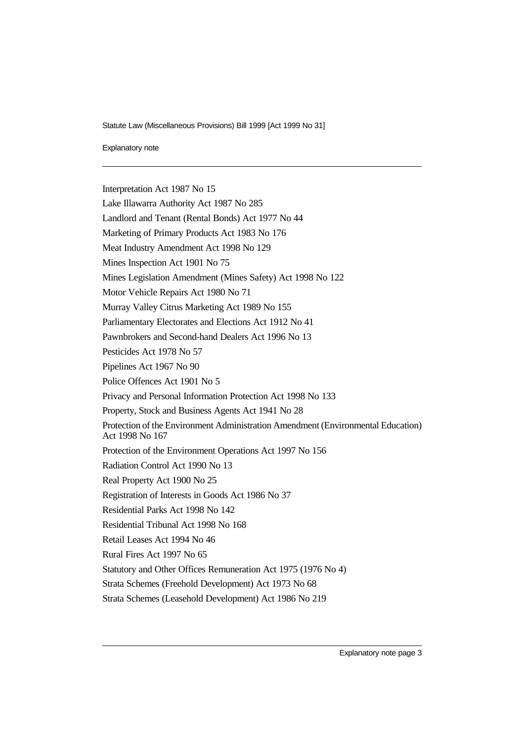Interpretation Act 1987 No 15

Lake Illawarra Authority Act 1987 No 285

Landlord and Tenant (Rental Bonds) Act 1977 No 44

Marketing of Primary Products Act 1983 No 176

Meat Industry Amendment Act 1998 No 129

Mines Inspection Act 1901 No 75

Mines Legislation Amendment (Mines Safety) Act 1998 No 122

Motor Vehicle Repairs Act 1980 No 71

Murray Valley Citrus Marketing Act 1989 No 155

Parliamentary Electorates and Elections Act 1912 No 41

Pawnbrokers and Second-hand Dealers Act 1996 No 13

Pesticides Act 1978 No 57

Pipelines Act 1967 No 90

Police Offences Act 1901 No 5

Privacy and Personal Information Protection Act 1998 No 133

Property, Stock and Business Agents Act 1941 No 28

Protection of the Environment Administration Amendment (Environmental Education) Act 1998 No 167

Protection of the Environment Operations Act 1997 No 156

Radiation Control Act 1990 No 13

Real Property Act 1900 No 25

Registration of Interests in Goods Act 1986 No 37

Residential Parks Act 1998 No 142

Residential Tribunal Act 1998 No 168

Retail Leases Act 1994 No 46

Rural Fires Act 1997 No 65

Statutory and Other Offices Remuneration Act 1975 (1976 No 4)

Strata Schemes (Freehold Development) Act 1973 No 68

Strata Schemes (Leasehold Development) Act 1986 No 219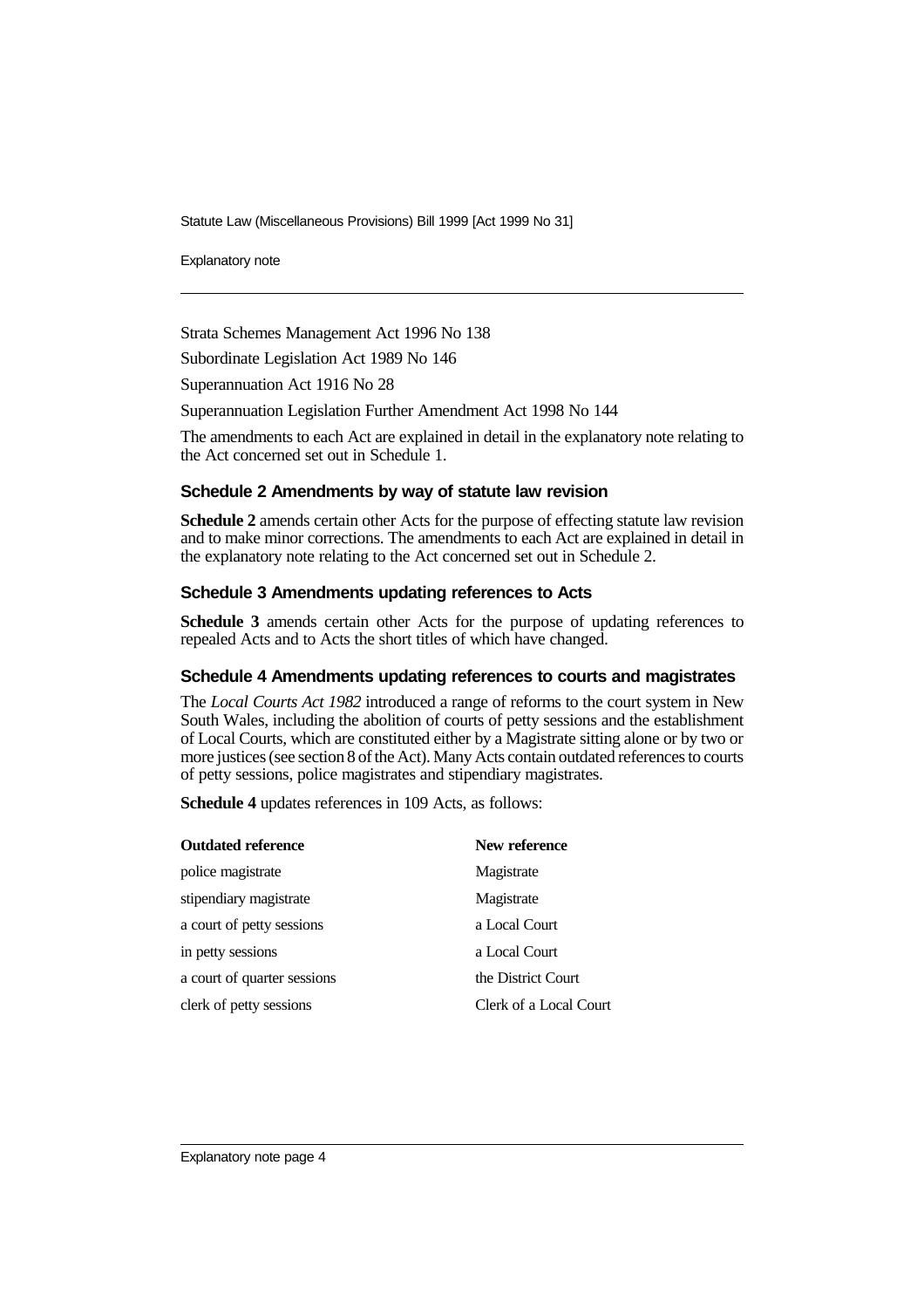Strata Schemes Management Act 1996 No 138

Subordinate Legislation Act 1989 No 146

Superannuation Act 1916 No 28

Superannuation Legislation Further Amendment Act 1998 No 144

The amendments to each Act are explained in detail in the explanatory note relating to the Act concerned set out in Schedule 1.

### Schedule 2 Amendments by way of statute law revision

**Schedule 2** amends certain other Acts for the purpose of effecting statute law revision and to make minor corrections. The amendments to each Act are explained in detail in the explanatory note relating to the Act concerned set out in Schedule 2.

### Schedule 3 Amendments updating references to Acts

**Schedule 3** amends certain other Acts for the purpose of updating references to repealed Acts and to Acts the short titles of which have changed.

### Schedule 4 Amendments updating references to courts and magistrates

The *Local Courts Act 1982* introduced a range of reforms to the court system in New South Wales, including the abolition of courts of petty sessions and the establishment of Local Courts, which are constituted either by a Magistrate sitting alone or by two or more justices (see section 8 of the Act). Many Acts contain outdated references to courts of petty sessions, police magistrates and stipendiary magistrates.

**Schedule 4** updates references in 109 Acts, as follows:

| Outdated reference | New reference |
| --- | --- |
| police magistrate | Magistrate |
| stipendiary magistrate | Magistrate |
| a court of petty sessions | a Local Court |
| in petty sessions | a Local Court |
| a court of quarter sessions | the District Court |
| clerk of petty sessions | Clerk of a Local Court |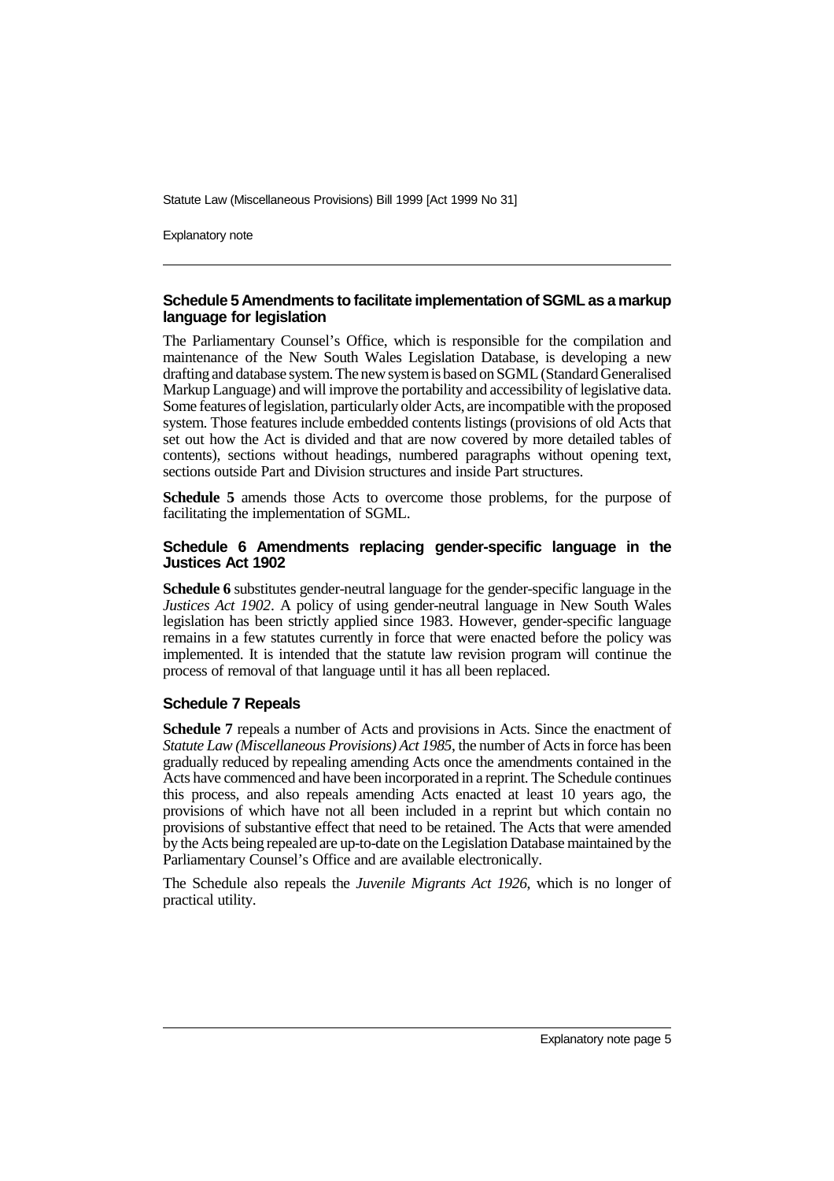### Schedule 5 Amendments to facilitate implementation of SGML as a markup language for legislation

The Parliamentary Counsel's Office, which is responsible for the compilation and maintenance of the New South Wales Legislation Database, is developing a new drafting and database system. The new system is based on SGML (Standard Generalised Markup Language) and will improve the portability and accessibility of legislative data. Some features of legislation, particularly older Acts, are incompatible with the proposed system. Those features include embedded contents listings (provisions of old Acts that set out how the Act is divided and that are now covered by more detailed tables of contents), sections without headings, numbered paragraphs without opening text, sections outside Part and Division structures and inside Part structures.

**Schedule 5** amends those Acts to overcome those problems, for the purpose of facilitating the implementation of SGML.

### Schedule 6 Amendments replacing gender-specific language in the Justices Act 1902

**Schedule 6** substitutes gender-neutral language for the gender-specific language in the *Justices Act 1902*. A policy of using gender-neutral language in New South Wales legislation has been strictly applied since 1983. However, gender-specific language remains in a few statutes currently in force that were enacted before the policy was implemented. It is intended that the statute law revision program will continue the process of removal of that language until it has all been replaced.

### Schedule 7 Repeals

**Schedule 7** repeals a number of Acts and provisions in Acts. Since the enactment of *Statute Law (Miscellaneous Provisions) Act 1985*, the number of Acts in force has been gradually reduced by repealing amending Acts once the amendments contained in the Acts have commenced and have been incorporated in a reprint. The Schedule continues this process, and also repeals amending Acts enacted at least 10 years ago, the provisions of which have not all been included in a reprint but which contain no provisions of substantive effect that need to be retained. The Acts that were amended by the Acts being repealed are up-to-date on the Legislation Database maintained by the Parliamentary Counsel's Office and are available electronically.

The Schedule also repeals the *Juvenile Migrants Act 1926*, which is no longer of practical utility.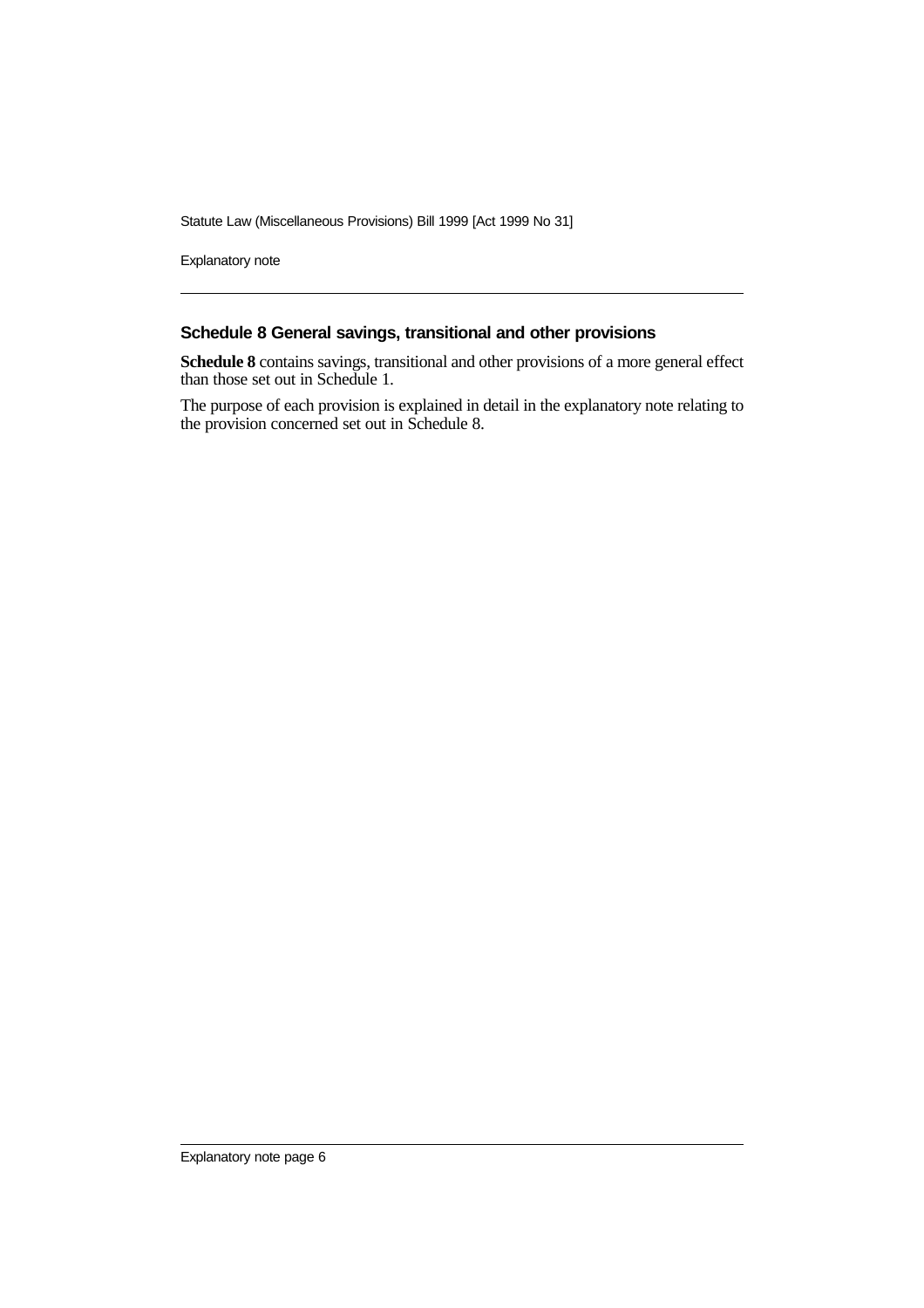## Schedule 8 General savings, transitional and other provisions

**Schedule 8** contains savings, transitional and other provisions of a more general effect than those set out in Schedule 1.

The purpose of each provision is explained in detail in the explanatory note relating to the provision concerned set out in Schedule 8.